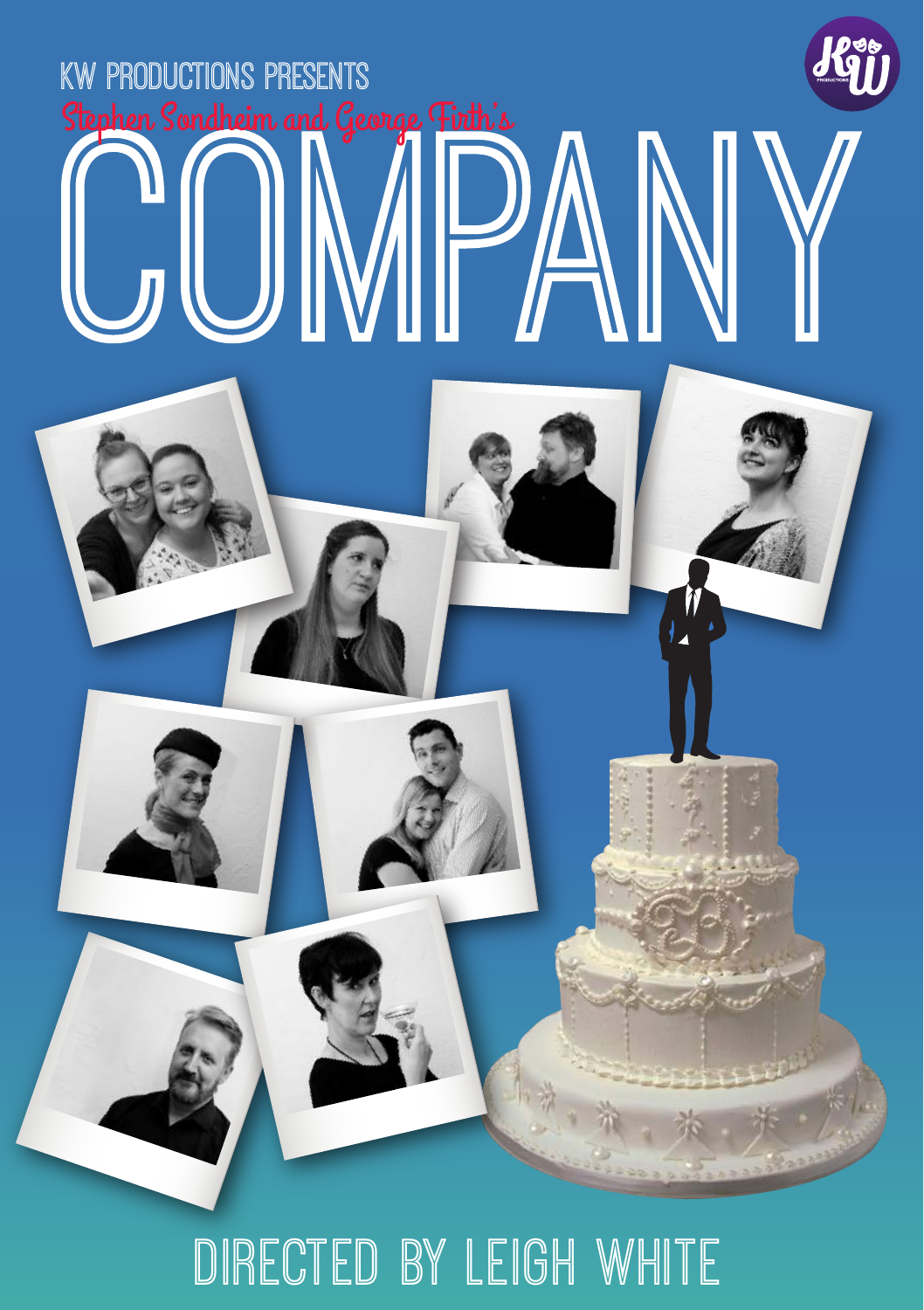KW PRODUCTIONS PRESENTS

Stephen Sondheim and George Firth's

# COMPANY

DIRECTED BY LEIGH WHITE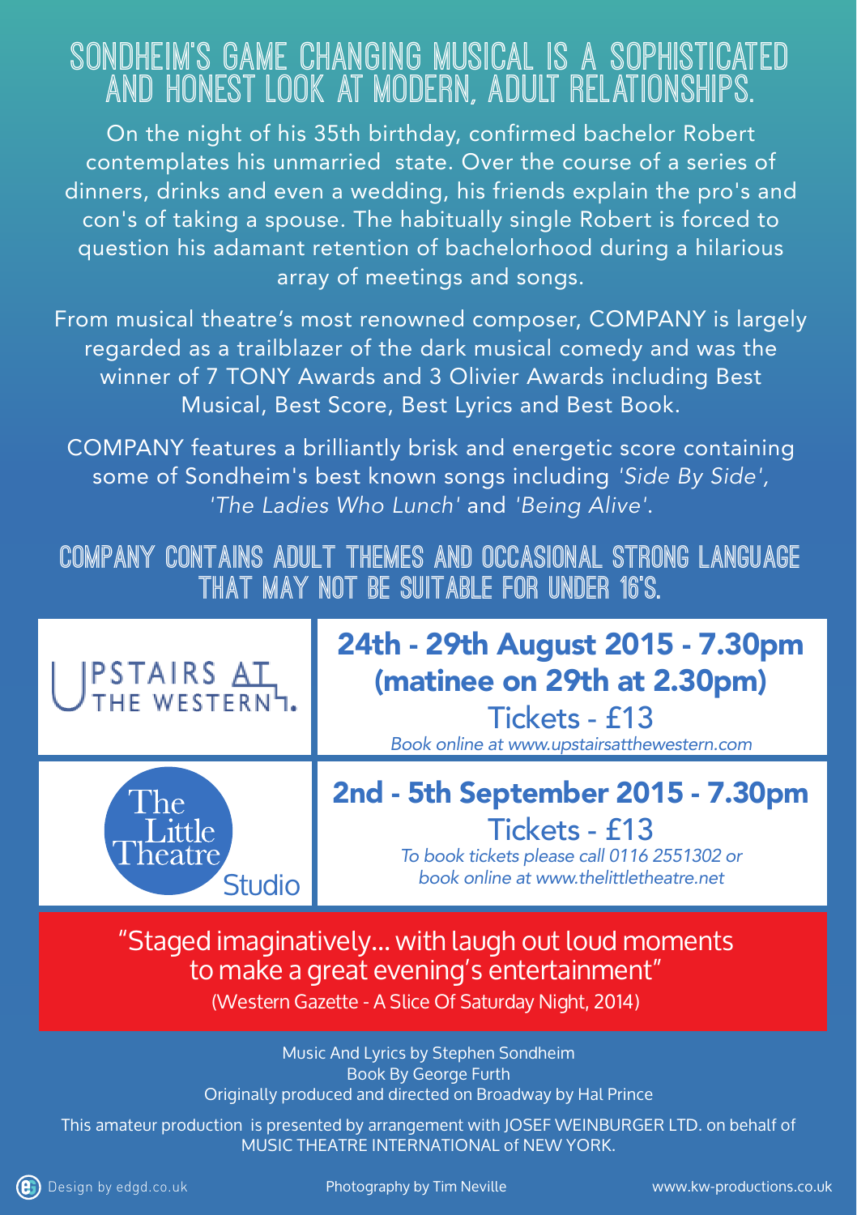## SONDHEIM'S GAME CHANGING MUSICAL IS A SOPHISTICATED AND HONEST LOOK AT MODERN, ADULT RELATIONSHIPS.

On the night of his 35th birthday, confirmed bachelor Robert contemplates his unmarried state. Over the course of a series of dinners, drinks and even a wedding, his friends explain the pro's and con's of taking a spouse. The habitually single Robert is forced to question his adamant retention of bachelorhood during a hilarious array of meetings and songs.

From musical theatre's most renowned composer, COMPANY is largely regarded as a trailblazer of the dark musical comedy and was the winner of 7 TONY Awards and 3 Olivier Awards including Best Musical, Best Score, Best Lyrics and Best Book.

COMPANY features a brilliantly brisk and energetic score containing some of Sondheim's best known songs including *'Side By Side'*, *'The Ladies Who Lunch'* and *'Being Alive'*.

## COMPANY CONTAINS ADULT THEMES AND OCCASIONAL STRONG LANGUAGE THAT MAY NOT BE SUITABLE FOR UNDER 16'S.

UPSTAIRS AT THE WESTERN

**24th - 29th August 2015 - 7.30pm**
**(matinee on 29th at 2.30pm)**
Tickets - £13
*Book online at www.upstairsatthewestern.com*

The Little Theatre Studio

**2nd - 5th September 2015 - 7.30pm**
Tickets - £13
*To book tickets please call 0116 2551302 or book online at www.thelittletheatre.net*

"Staged imaginatively... with laugh out loud moments to make a great evening's entertainment"
(Western Gazette - A Slice Of Saturday Night, 2014)

Music And Lyrics by Stephen Sondheim
Book By George Furth
Originally produced and directed on Broadway by Hal Prince

This amateur production is presented by arrangement with JOSEF WEINBURGER LTD. on behalf of MUSIC THEATRE INTERNATIONAL of NEW YORK.

Design by edgd.co.uk | Photography by Tim Neville | www.kw-productions.co.uk